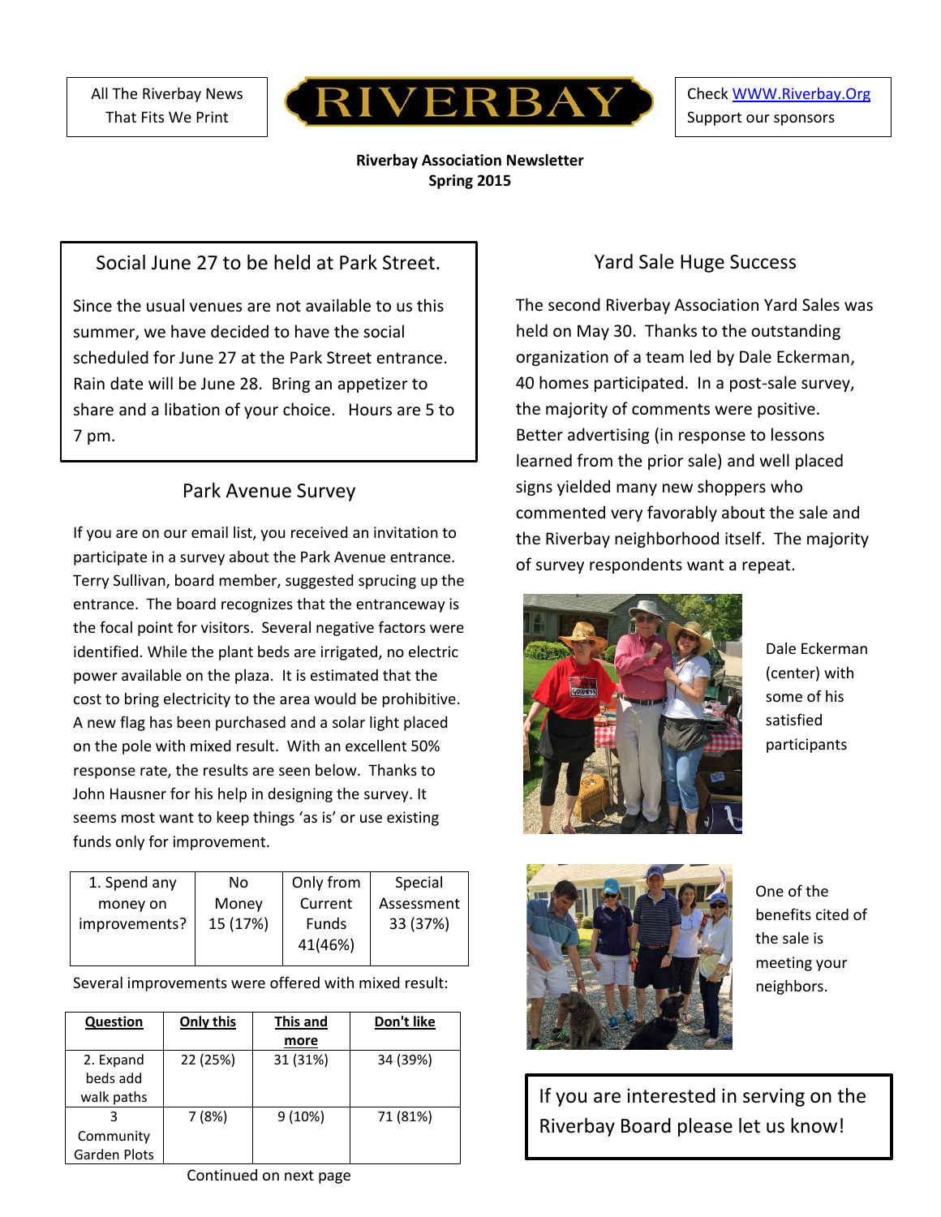All The Riverbay News That Fits We Print

# RIVERBAY

Check WWW.Riverbay.Org
Support our sponsors

**Riverbay Association Newsletter**
**Spring 2015**

## Social June 27 to be held at Park Street.

Since the usual venues are not available to us this summer, we have decided to have the social scheduled for June 27 at the Park Street entrance. Rain date will be June 28. Bring an appetizer to share and a libation of your choice. Hours are 5 to 7 pm.

## Park Avenue Survey

If you are on our email list, you received an invitation to participate in a survey about the Park Avenue entrance. Terry Sullivan, board member, suggested sprucing up the entrance. The board recognizes that the entranceway is the focal point for visitors. Several negative factors were identified. While the plant beds are irrigated, no electric power available on the plaza. It is estimated that the cost to bring electricity to the area would be prohibitive. A new flag has been purchased and a solar light placed on the pole with mixed result. With an excellent 50% response rate, the results are seen below. Thanks to John Hausner for his help in designing the survey. It seems most want to keep things 'as is' or use existing funds only for improvement.

| 1. Spend any money on improvements? | No Money 15 (17%) | Only from Current Funds 41(46%) | Special Assessment 33 (37%) |
|---|---|---|---|

Several improvements were offered with mixed result:

| Question | Only this | This and more | Don't like |
|---|---|---|---|
| 2. Expand beds add walk paths | 22 (25%) | 31 (31%) | 34 (39%) |
| 3 Community Garden Plots | 7 (8%) | 9 (10%) | 71 (81%) |

Continued on next page

## Yard Sale Huge Success

The second Riverbay Association Yard Sales was held on May 30. Thanks to the outstanding organization of a team led by Dale Eckerman, 40 homes participated. In a post-sale survey, the majority of comments were positive. Better advertising (in response to lessons learned from the prior sale) and well placed signs yielded many new shoppers who commented very favorably about the sale and the Riverbay neighborhood itself. The majority of survey respondents want a repeat.

Dale Eckerman (center) with some of his satisfied participants

One of the benefits cited of the sale is meeting your neighbors.

If you are interested in serving on the Riverbay Board please let us know!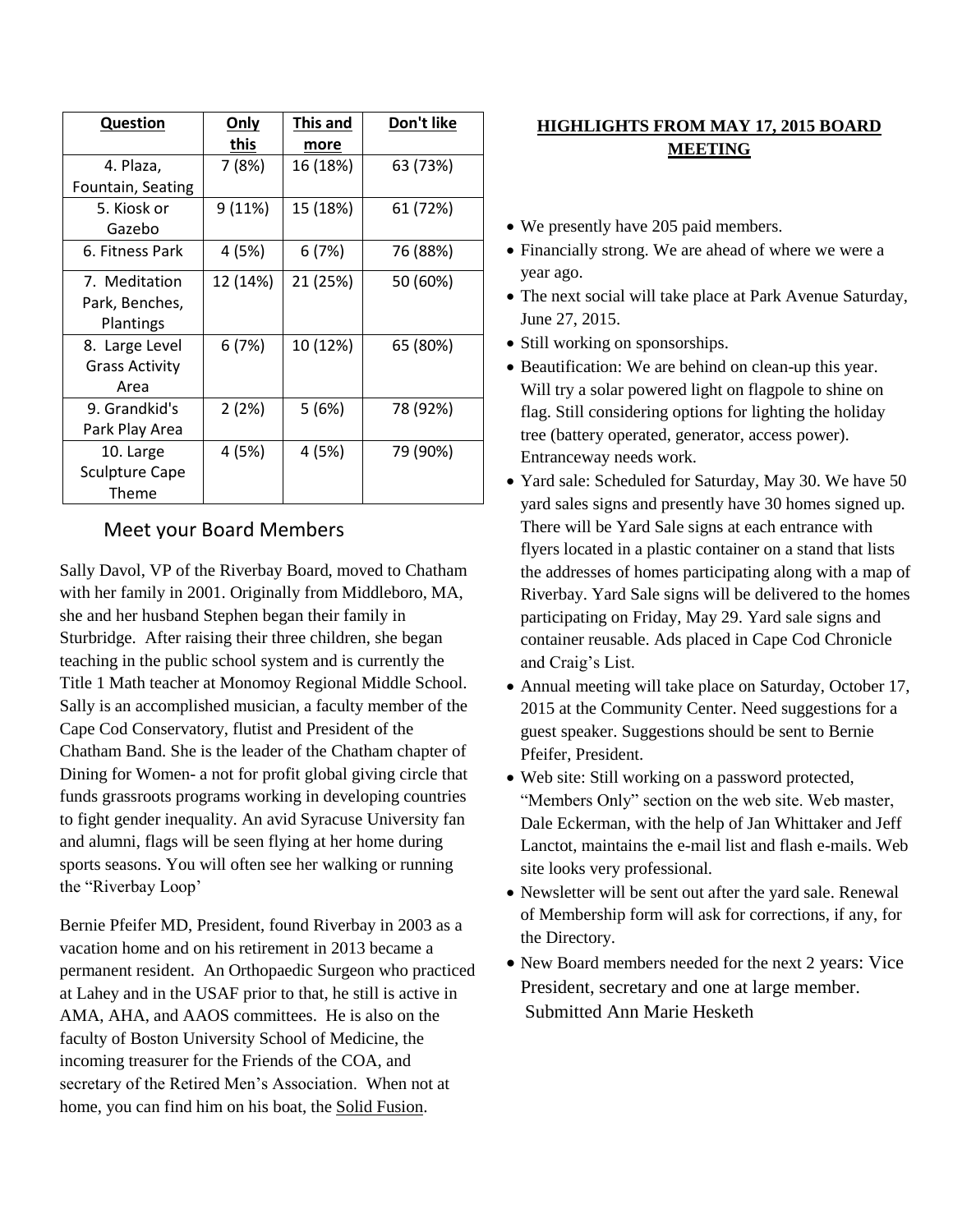| Question | Only this | This and more | Don't like |
|---|---|---|---|
| 4. Plaza, Fountain, Seating | 7 (8%) | 16 (18%) | 63 (73%) |
| 5. Kiosk or Gazebo | 9 (11%) | 15 (18%) | 61 (72%) |
| 6. Fitness Park | 4 (5%) | 6 (7%) | 76 (88%) |
| 7. Meditation Park, Benches, Plantings | 12 (14%) | 21 (25%) | 50 (60%) |
| 8. Large Level Grass Activity Area | 6 (7%) | 10 (12%) | 65 (80%) |
| 9. Grandkid's Park Play Area | 2 (2%) | 5 (6%) | 78 (92%) |
| 10. Large Sculpture Cape Theme | 4 (5%) | 4 (5%) | 79 (90%) |

## Meet your Board Members

Sally Davol, VP of the Riverbay Board, moved to Chatham with her family in 2001. Originally from Middleboro, MA, she and her husband Stephen began their family in Sturbridge. After raising their three children, she began teaching in the public school system and is currently the Title 1 Math teacher at Monomoy Regional Middle School. Sally is an accomplished musician, a faculty member of the Cape Cod Conservatory, flutist and President of the Chatham Band. She is the leader of the Chatham chapter of Dining for Women- a not for profit global giving circle that funds grassroots programs working in developing countries to fight gender inequality. An avid Syracuse University fan and alumni, flags will be seen flying at her home during sports seasons. You will often see her walking or running the "Riverbay Loop'

Bernie Pfeifer MD, President, found Riverbay in 2003 as a vacation home and on his retirement in 2013 became a permanent resident. An Orthopaedic Surgeon who practiced at Lahey and in the USAF prior to that, he still is active in AMA, AHA, and AAOS committees. He is also on the faculty of Boston University School of Medicine, the incoming treasurer for the Friends of the COA, and secretary of the Retired Men's Association. When not at home, you can find him on his boat, the Solid Fusion.

## HIGHLIGHTS FROM MAY 17, 2015 BOARD MEETING

- We presently have 205 paid members.
- Financially strong. We are ahead of where we were a year ago.
- The next social will take place at Park Avenue Saturday, June 27, 2015.
- Still working on sponsorships.
- Beautification: We are behind on clean-up this year. Will try a solar powered light on flagpole to shine on flag. Still considering options for lighting the holiday tree (battery operated, generator, access power). Entranceway needs work.
- Yard sale: Scheduled for Saturday, May 30. We have 50 yard sales signs and presently have 30 homes signed up. There will be Yard Sale signs at each entrance with flyers located in a plastic container on a stand that lists the addresses of homes participating along with a map of Riverbay. Yard Sale signs will be delivered to the homes participating on Friday, May 29. Yard sale signs and container reusable. Ads placed in Cape Cod Chronicle and Craig's List.
- Annual meeting will take place on Saturday, October 17, 2015 at the Community Center. Need suggestions for a guest speaker. Suggestions should be sent to Bernie Pfeifer, President.
- Web site: Still working on a password protected, "Members Only" section on the web site. Web master, Dale Eckerman, with the help of Jan Whittaker and Jeff Lanctot, maintains the e-mail list and flash e-mails. Web site looks very professional.
- Newsletter will be sent out after the yard sale. Renewal of Membership form will ask for corrections, if any, for the Directory.
- New Board members needed for the next 2 years: Vice President, secretary and one at large member.

Submitted Ann Marie Hesketh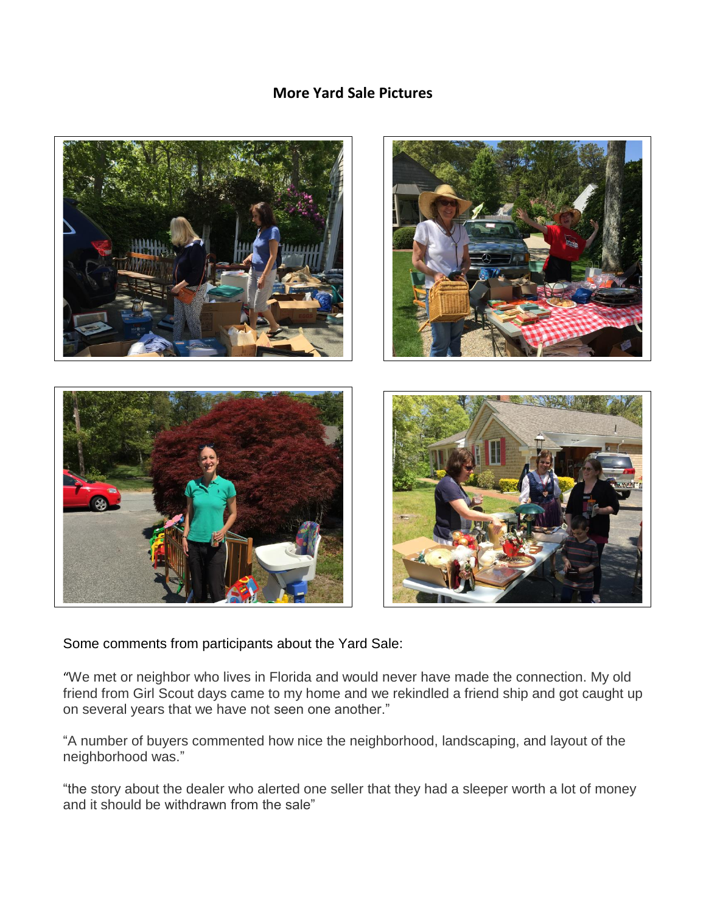## More Yard Sale Pictures

Some comments from participants about the Yard Sale:

"We met or neighbor who lives in Florida and would never have made the connection. My old friend from Girl Scout days came to my home and we rekindled a friend ship and got caught up on several years that we have not seen one another."

"A number of buyers commented how nice the neighborhood, landscaping, and layout of the neighborhood was."

"the story about the dealer who alerted one seller that they had a sleeper worth a lot of money and it should be withdrawn from the sale"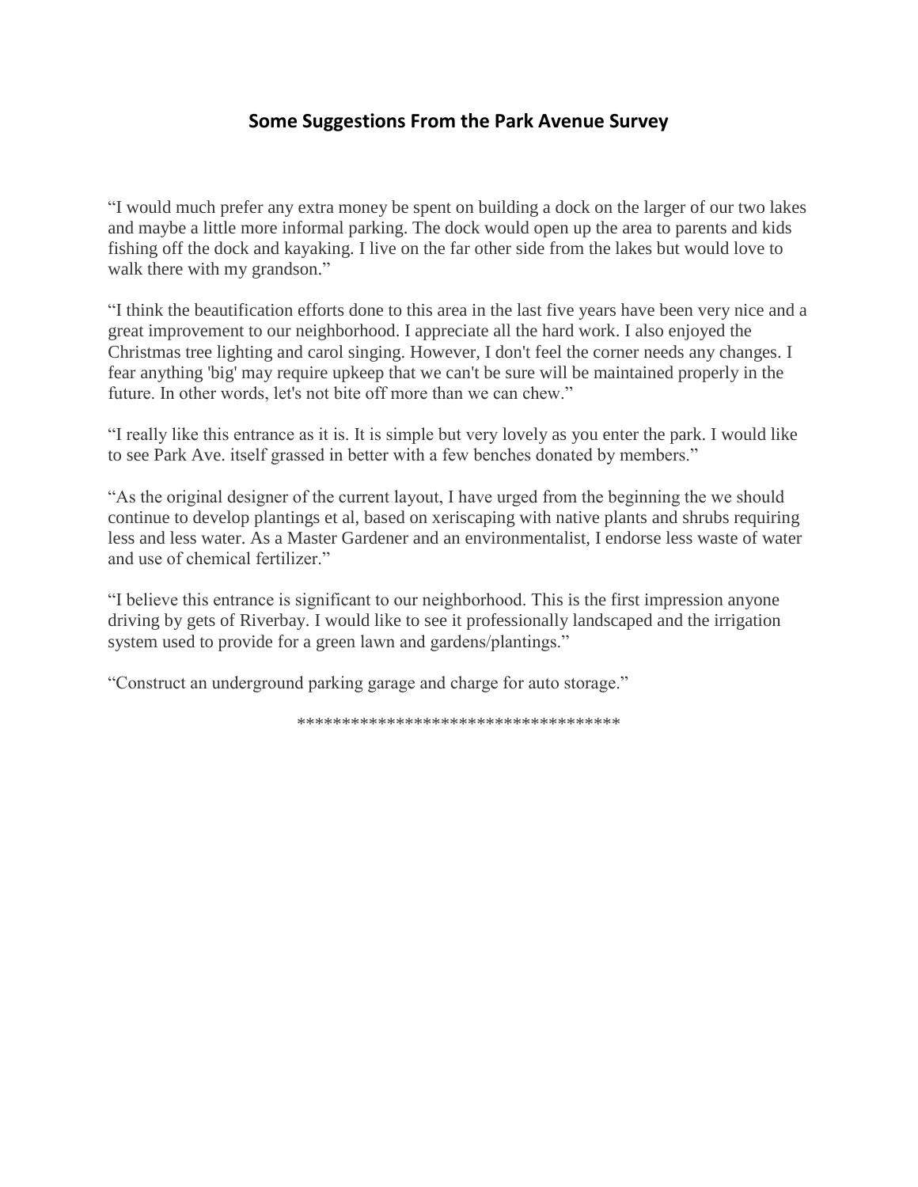## Some Suggestions From the Park Avenue Survey

"I would much prefer any extra money be spent on building a dock on the larger of our two lakes and maybe a little more informal parking. The dock would open up the area to parents and kids fishing off the dock and kayaking. I live on the far other side from the lakes but would love to walk there with my grandson."

"I think the beautification efforts done to this area in the last five years have been very nice and a great improvement to our neighborhood. I appreciate all the hard work. I also enjoyed the Christmas tree lighting and carol singing. However, I don't feel the corner needs any changes. I fear anything 'big' may require upkeep that we can't be sure will be maintained properly in the future. In other words, let's not bite off more than we can chew."

"I really like this entrance as it is. It is simple but very lovely as you enter the park. I would like to see Park Ave. itself grassed in better with a few benches donated by members."

"As the original designer of the current layout, I have urged from the beginning the we should continue to develop plantings et al, based on xeriscaping with native plants and shrubs requiring less and less water. As a Master Gardener and an environmentalist, I endorse less waste of water and use of chemical fertilizer."

"I believe this entrance is significant to our neighborhood. This is the first impression anyone driving by gets of Riverbay. I would like to see it professionally landscaped and the irrigation system used to provide for a green lawn and gardens/plantings."

"Construct an underground parking garage and charge for auto storage."

\*\*\*\*\*\*\*\*\*\*\*\*\*\*\*\*\*\*\*\*\*\*\*\*\*\*\*\*\*\*\*\*\*\*\*\*